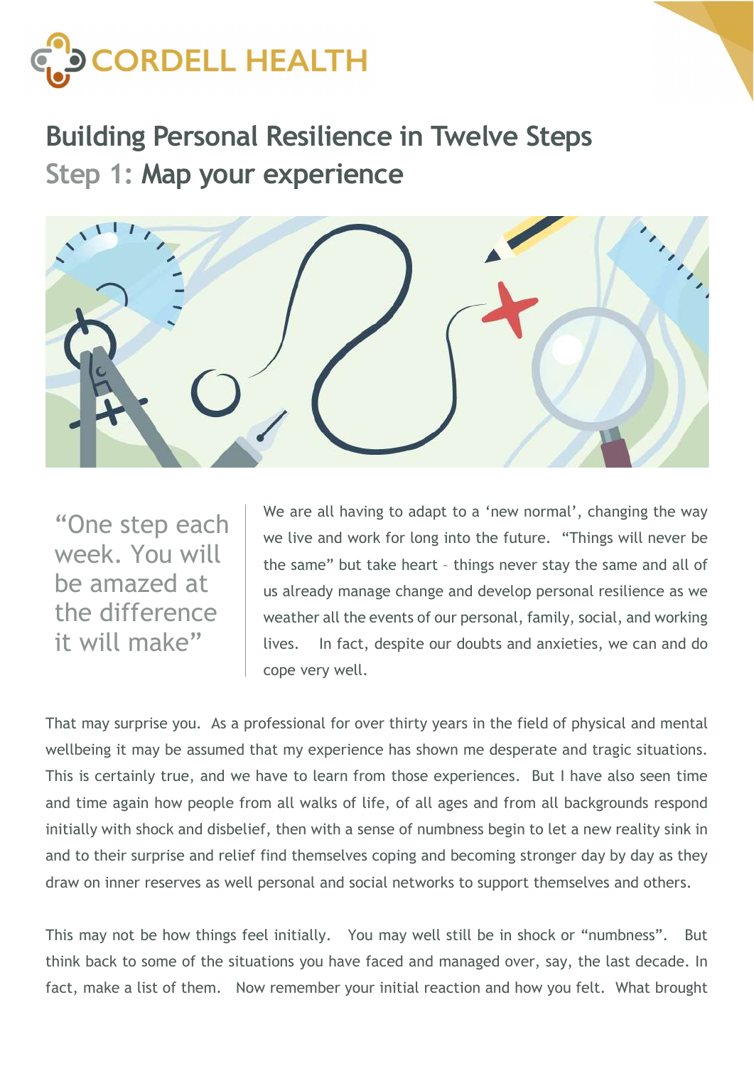CORDELL HEALTH

# Building Personal Resilience in Twelve Steps

## Step 1: Map your experience

> "One step each week. You will be amazed at the difference it will make"

We are all having to adapt to a 'new normal', changing the way we live and work for long into the future. "Things will never be the same" but take heart – things never stay the same and all of us already manage change and develop personal resilience as we weather all the events of our personal, family, social, and working lives. In fact, despite our doubts and anxieties, we can and do cope very well.

That may surprise you. As a professional for over thirty years in the field of physical and mental wellbeing it may be assumed that my experience has shown me desperate and tragic situations. This is certainly true, and we have to learn from those experiences. But I have also seen time and time again how people from all walks of life, of all ages and from all backgrounds respond initially with shock and disbelief, then with a sense of numbness begin to let a new reality sink in and to their surprise and relief find themselves coping and becoming stronger day by day as they draw on inner reserves as well personal and social networks to support themselves and others.

This may not be how things feel initially. You may well still be in shock or "numbness". But think back to some of the situations you have faced and managed over, say, the last decade. In fact, make a list of them. Now remember your initial reaction and how you felt. What brought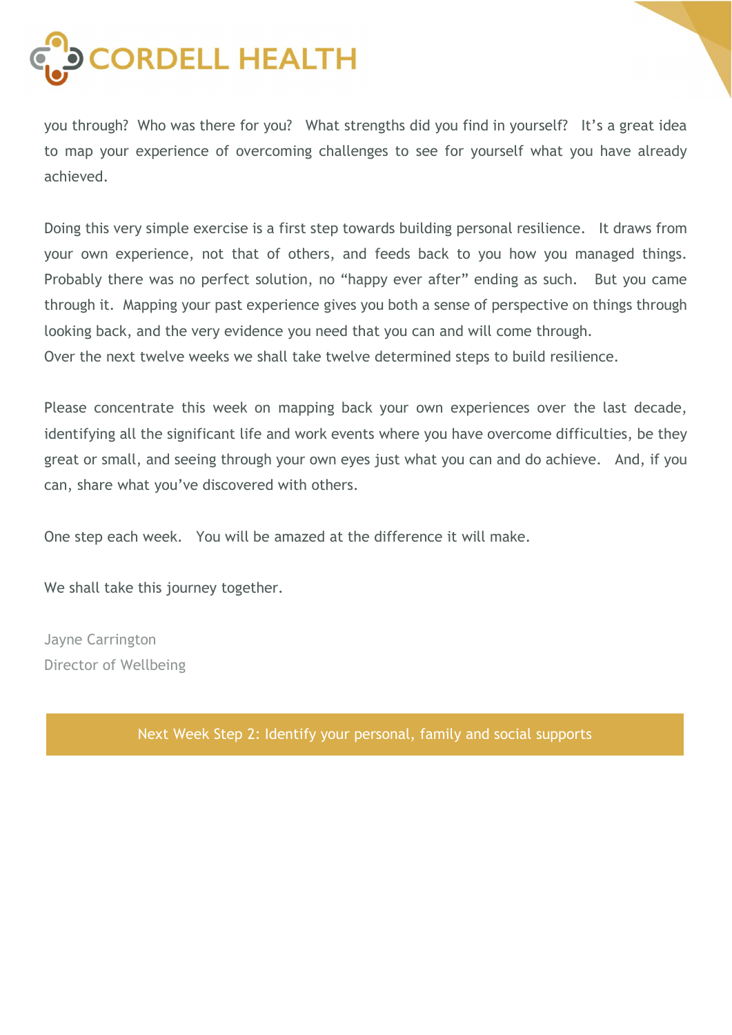you through? Who was there for you? What strengths did you find in yourself? It's a great idea to map your experience of overcoming challenges to see for yourself what you have already achieved.

Doing this very simple exercise is a first step towards building personal resilience. It draws from your own experience, not that of others, and feeds back to you how you managed things. Probably there was no perfect solution, no "happy ever after" ending as such. But you came through it. Mapping your past experience gives you both a sense of perspective on things through looking back, and the very evidence you need that you can and will come through.
Over the next twelve weeks we shall take twelve determined steps to build resilience.

Please concentrate this week on mapping back your own experiences over the last decade, identifying all the significant life and work events where you have overcome difficulties, be they great or small, and seeing through your own eyes just what you can and do achieve. And, if you can, share what you've discovered with others.

One step each week. You will be amazed at the difference it will make.

We shall take this journey together.

Jayne Carrington
Director of Wellbeing

**Next Week Step 2: Identify your personal, family and social supports**